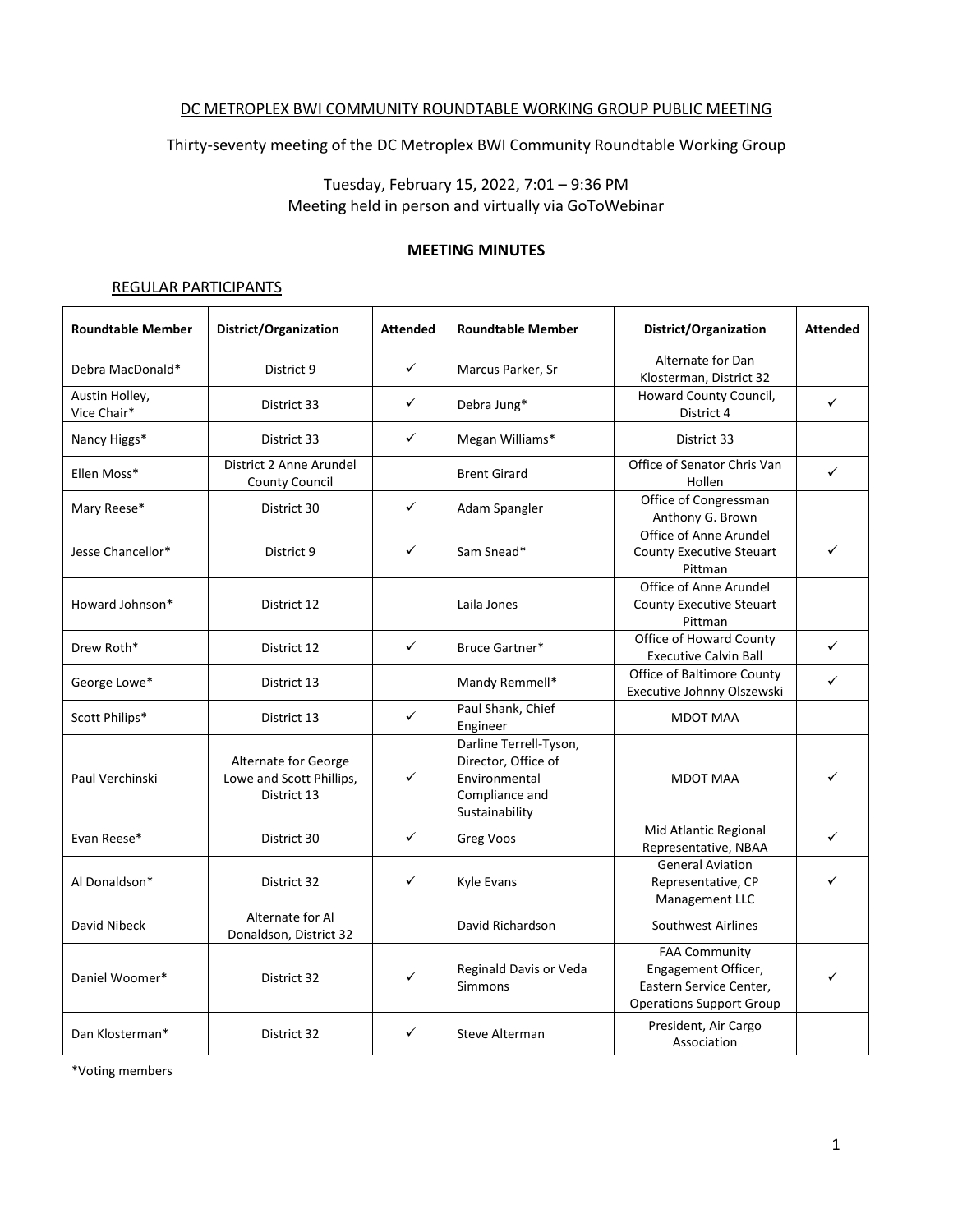DC METROPLEX BWI COMMUNITY ROUNDTABLE WORKING GROUP PUBLIC MEETING

Thirty-seventy meeting of the DC Metroplex BWI Community Roundtable Working Group

Tuesday, February 15, 2022, 7:01 – 9:36 PM
Meeting held in person and virtually via GoToWebinar

**MEETING MINUTES**

REGULAR PARTICIPANTS

| Roundtable Member | District/Organization | Attended | Roundtable Member | District/Organization | Attended |
|---|---|---|---|---|---|
| Debra MacDonald* | District 9 | ✓ | Marcus Parker, Sr | Alternate for Dan Klosterman, District 32 | |
| Austin Holley, Vice Chair* | District 33 | ✓ | Debra Jung* | Howard County Council, District 4 | ✓ |
| Nancy Higgs* | District 33 | ✓ | Megan Williams* | District 33 | |
| Ellen Moss* | District 2 Anne Arundel County Council | | Brent Girard | Office of Senator Chris Van Hollen | ✓ |
| Mary Reese* | District 30 | ✓ | Adam Spangler | Office of Congressman Anthony G. Brown | |
| Jesse Chancellor* | District 9 | ✓ | Sam Snead* | Office of Anne Arundel County Executive Steuart Pittman | ✓ |
| Howard Johnson* | District 12 | | Laila Jones | Office of Anne Arundel County Executive Steuart Pittman | |
| Drew Roth* | District 12 | ✓ | Bruce Gartner* | Office of Howard County Executive Calvin Ball | ✓ |
| George Lowe* | District 13 | | Mandy Remmell* | Office of Baltimore County Executive Johnny Olszewski | ✓ |
| Scott Philips* | District 13 | ✓ | Paul Shank, Chief Engineer | MDOT MAA | |
| Paul Verchinski | Alternate for George Lowe and Scott Phillips, District 13 | ✓ | Darline Terrell-Tyson, Director, Office of Environmental Compliance and Sustainability | MDOT MAA | ✓ |
| Evan Reese* | District 30 | ✓ | Greg Voos | Mid Atlantic Regional Representative, NBAA | ✓ |
| Al Donaldson* | District 32 | ✓ | Kyle Evans | General Aviation Representative, CP Management LLC | ✓ |
| David Nibeck | Alternate for Al Donaldson, District 32 | | David Richardson | Southwest Airlines | |
| Daniel Woomer* | District 32 | ✓ | Reginald Davis or Veda Simmons | FAA Community Engagement Officer, Eastern Service Center, Operations Support Group | ✓ |
| Dan Klosterman* | District 32 | ✓ | Steve Alterman | President, Air Cargo Association | |

*Voting members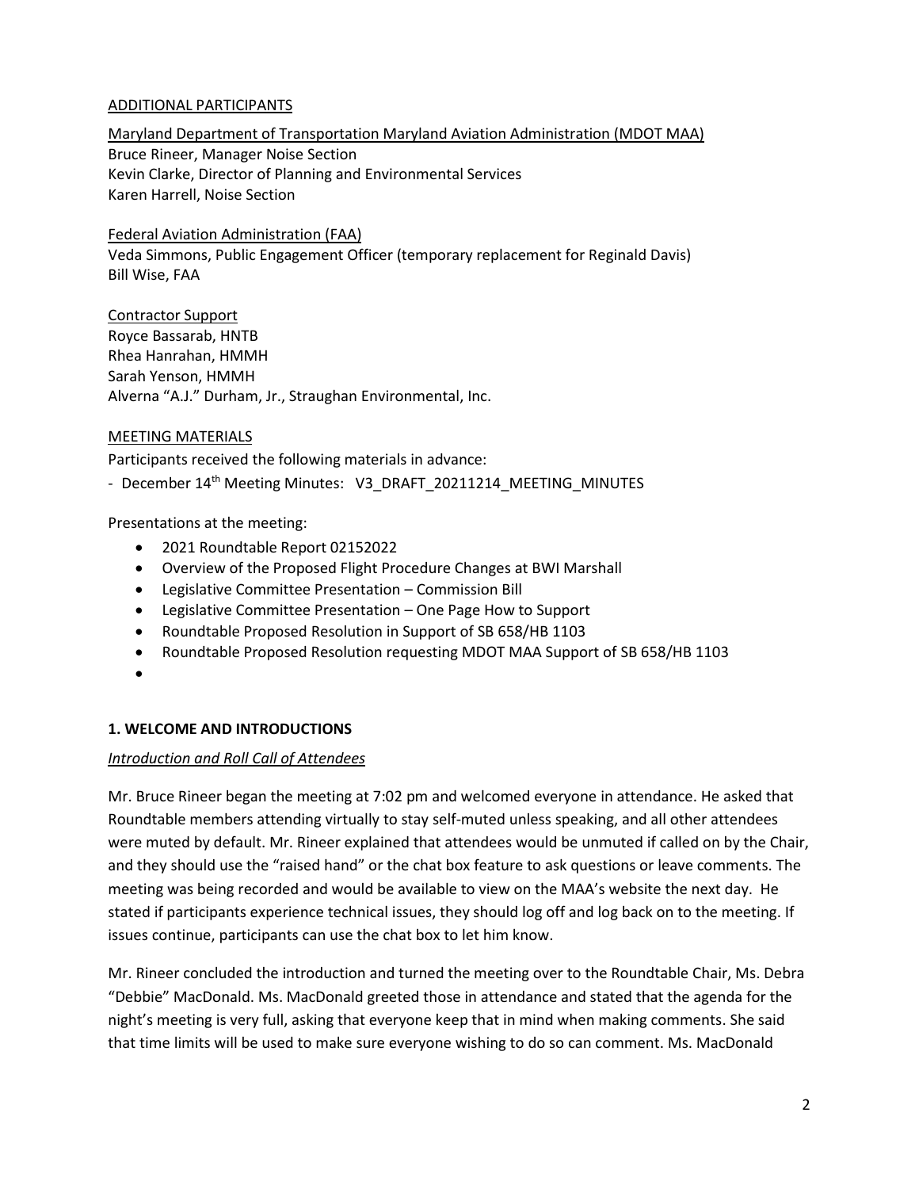ADDITIONAL PARTICIPANTS

Maryland Department of Transportation Maryland Aviation Administration (MDOT MAA)
Bruce Rineer, Manager Noise Section
Kevin Clarke, Director of Planning and Environmental Services
Karen Harrell, Noise Section

Federal Aviation Administration (FAA)
Veda Simmons, Public Engagement Officer (temporary replacement for Reginald Davis)
Bill Wise, FAA

Contractor Support
Royce Bassarab, HNTB
Rhea Hanrahan, HMMH
Sarah Yenson, HMMH
Alverna "A.J." Durham, Jr., Straughan Environmental, Inc.

MEETING MATERIALS

Participants received the following materials in advance:

- December 14th Meeting Minutes: V3_DRAFT_20211214_MEETING_MINUTES

Presentations at the meeting:

- 2021 Roundtable Report 02152022
- Overview of the Proposed Flight Procedure Changes at BWI Marshall
- Legislative Committee Presentation – Commission Bill
- Legislative Committee Presentation – One Page How to Support
- Roundtable Proposed Resolution in Support of SB 658/HB 1103
- Roundtable Proposed Resolution requesting MDOT MAA Support of SB 658/HB 1103

## 1. WELCOME AND INTRODUCTIONS

*Introduction and Roll Call of Attendees*

Mr. Bruce Rineer began the meeting at 7:02 pm and welcomed everyone in attendance. He asked that Roundtable members attending virtually to stay self-muted unless speaking, and all other attendees were muted by default. Mr. Rineer explained that attendees would be unmuted if called on by the Chair, and they should use the "raised hand" or the chat box feature to ask questions or leave comments. The meeting was being recorded and would be available to view on the MAA's website the next day. He stated if participants experience technical issues, they should log off and log back on to the meeting. If issues continue, participants can use the chat box to let him know.

Mr. Rineer concluded the introduction and turned the meeting over to the Roundtable Chair, Ms. Debra "Debbie" MacDonald. Ms. MacDonald greeted those in attendance and stated that the agenda for the night's meeting is very full, asking that everyone keep that in mind when making comments. She said that time limits will be used to make sure everyone wishing to do so can comment. Ms. MacDonald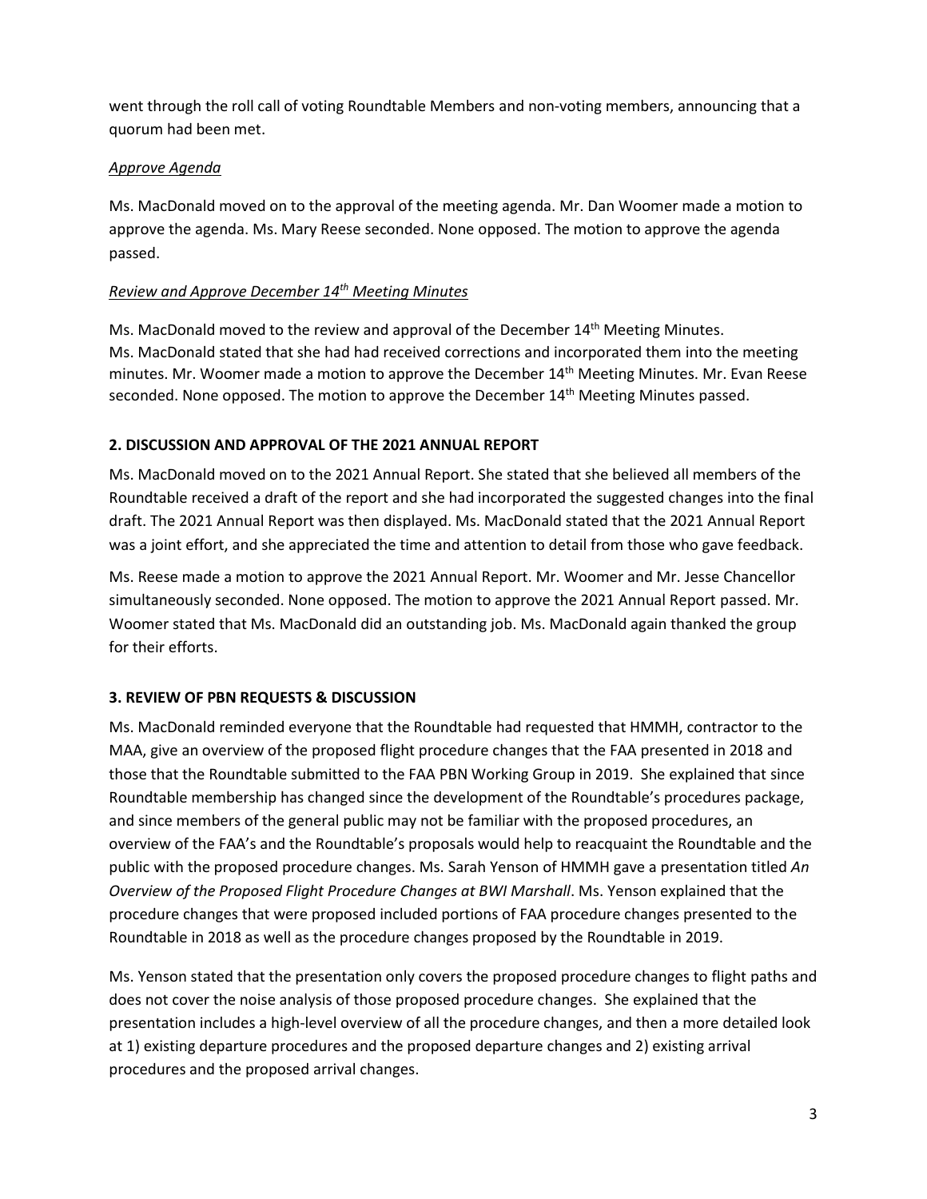went through the roll call of voting Roundtable Members and non-voting members, announcing that a quorum had been met.

*Approve Agenda*

Ms. MacDonald moved on to the approval of the meeting agenda. Mr. Dan Woomer made a motion to approve the agenda. Ms. Mary Reese seconded. None opposed. The motion to approve the agenda passed.

*Review and Approve December 14th Meeting Minutes*

Ms. MacDonald moved to the review and approval of the December 14th Meeting Minutes. Ms. MacDonald stated that she had had received corrections and incorporated them into the meeting minutes. Mr. Woomer made a motion to approve the December 14th Meeting Minutes. Mr. Evan Reese seconded. None opposed. The motion to approve the December 14th Meeting Minutes passed.

**2. DISCUSSION AND APPROVAL OF THE 2021 ANNUAL REPORT**

Ms. MacDonald moved on to the 2021 Annual Report. She stated that she believed all members of the Roundtable received a draft of the report and she had incorporated the suggested changes into the final draft. The 2021 Annual Report was then displayed. Ms. MacDonald stated that the 2021 Annual Report was a joint effort, and she appreciated the time and attention to detail from those who gave feedback.

Ms. Reese made a motion to approve the 2021 Annual Report. Mr. Woomer and Mr. Jesse Chancellor simultaneously seconded. None opposed. The motion to approve the 2021 Annual Report passed. Mr. Woomer stated that Ms. MacDonald did an outstanding job. Ms. MacDonald again thanked the group for their efforts.

**3. REVIEW OF PBN REQUESTS & DISCUSSION**

Ms. MacDonald reminded everyone that the Roundtable had requested that HMMH, contractor to the MAA, give an overview of the proposed flight procedure changes that the FAA presented in 2018 and those that the Roundtable submitted to the FAA PBN Working Group in 2019. She explained that since Roundtable membership has changed since the development of the Roundtable's procedures package, and since members of the general public may not be familiar with the proposed procedures, an overview of the FAA's and the Roundtable's proposals would help to reacquaint the Roundtable and the public with the proposed procedure changes. Ms. Sarah Yenson of HMMH gave a presentation titled *An Overview of the Proposed Flight Procedure Changes at BWI Marshall*. Ms. Yenson explained that the procedure changes that were proposed included portions of FAA procedure changes presented to the Roundtable in 2018 as well as the procedure changes proposed by the Roundtable in 2019.

Ms. Yenson stated that the presentation only covers the proposed procedure changes to flight paths and does not cover the noise analysis of those proposed procedure changes. She explained that the presentation includes a high-level overview of all the procedure changes, and then a more detailed look at 1) existing departure procedures and the proposed departure changes and 2) existing arrival procedures and the proposed arrival changes.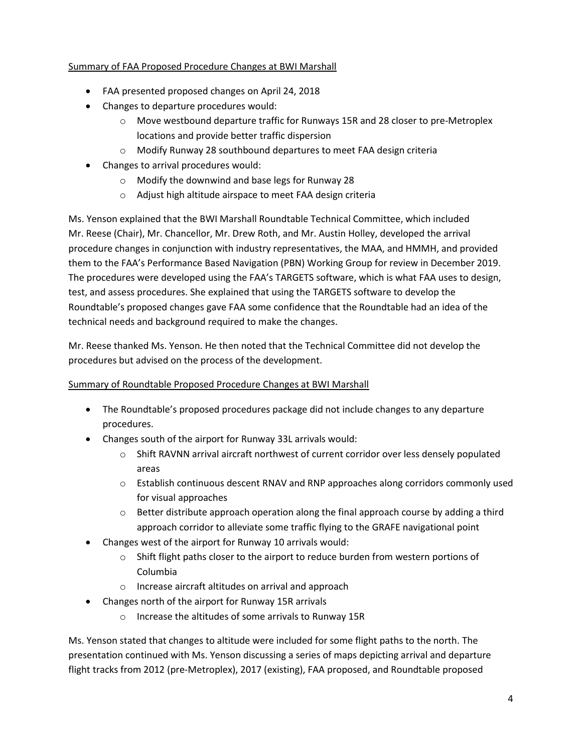Summary of FAA Proposed Procedure Changes at BWI Marshall

- FAA presented proposed changes on April 24, 2018
- Changes to departure procedures would:
    - Move westbound departure traffic for Runways 15R and 28 closer to pre-Metroplex locations and provide better traffic dispersion
    - Modify Runway 28 southbound departures to meet FAA design criteria
- Changes to arrival procedures would:
    - Modify the downwind and base legs for Runway 28
    - Adjust high altitude airspace to meet FAA design criteria

Ms. Yenson explained that the BWI Marshall Roundtable Technical Committee, which included Mr. Reese (Chair), Mr. Chancellor, Mr. Drew Roth, and Mr. Austin Holley, developed the arrival procedure changes in conjunction with industry representatives, the MAA, and HMMH, and provided them to the FAA's Performance Based Navigation (PBN) Working Group for review in December 2019. The procedures were developed using the FAA's TARGETS software, which is what FAA uses to design, test, and assess procedures. She explained that using the TARGETS software to develop the Roundtable's proposed changes gave FAA some confidence that the Roundtable had an idea of the technical needs and background required to make the changes.

Mr. Reese thanked Ms. Yenson. He then noted that the Technical Committee did not develop the procedures but advised on the process of the development.

Summary of Roundtable Proposed Procedure Changes at BWI Marshall

- The Roundtable's proposed procedures package did not include changes to any departure procedures.
- Changes south of the airport for Runway 33L arrivals would:
    - Shift RAVNN arrival aircraft northwest of current corridor over less densely populated areas
    - Establish continuous descent RNAV and RNP approaches along corridors commonly used for visual approaches
    - Better distribute approach operation along the final approach course by adding a third approach corridor to alleviate some traffic flying to the GRAFE navigational point
- Changes west of the airport for Runway 10 arrivals would:
    - Shift flight paths closer to the airport to reduce burden from western portions of Columbia
    - Increase aircraft altitudes on arrival and approach
- Changes north of the airport for Runway 15R arrivals
    - Increase the altitudes of some arrivals to Runway 15R

Ms. Yenson stated that changes to altitude were included for some flight paths to the north. The presentation continued with Ms. Yenson discussing a series of maps depicting arrival and departure flight tracks from 2012 (pre-Metroplex), 2017 (existing), FAA proposed, and Roundtable proposed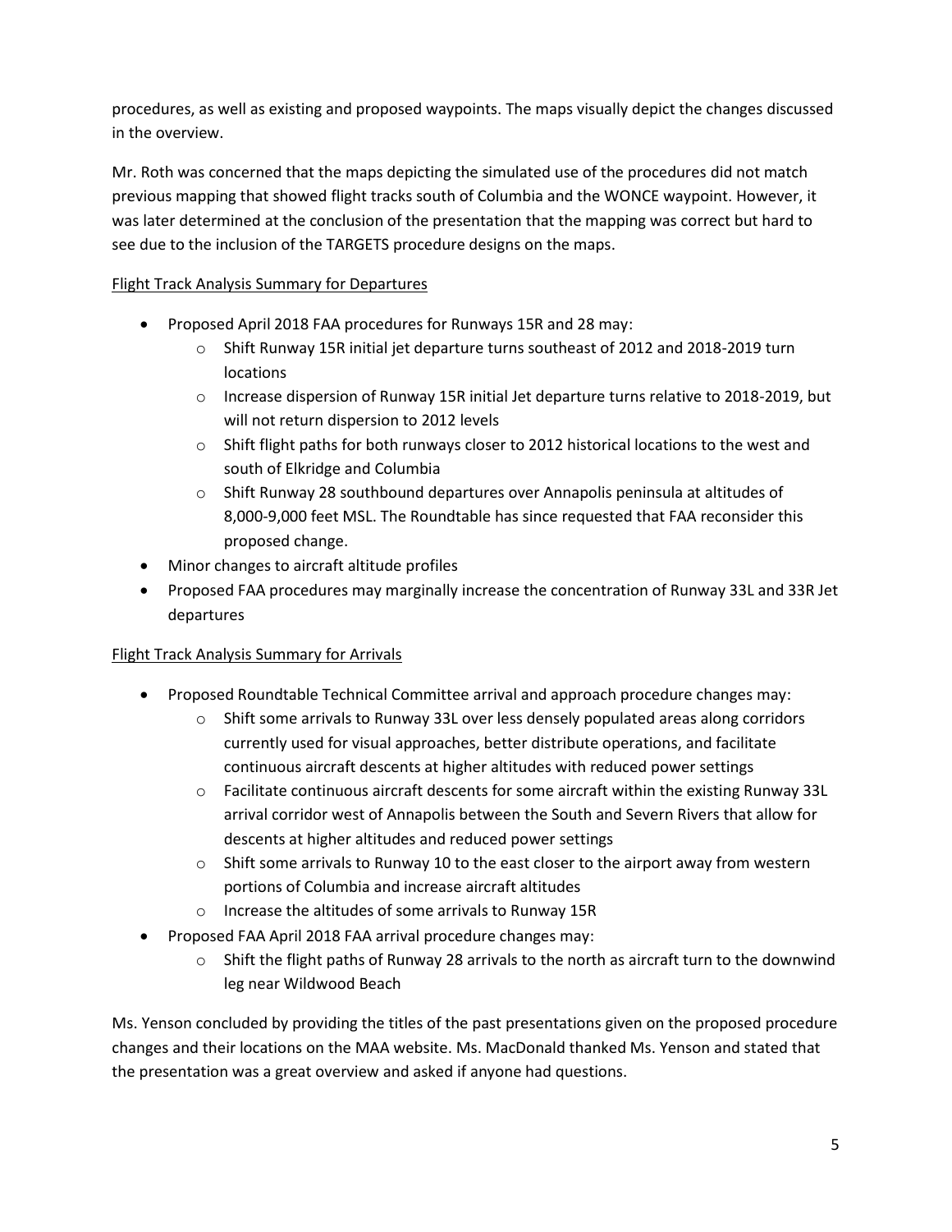procedures, as well as existing and proposed waypoints. The maps visually depict the changes discussed in the overview.

Mr. Roth was concerned that the maps depicting the simulated use of the procedures did not match previous mapping that showed flight tracks south of Columbia and the WONCE waypoint. However, it was later determined at the conclusion of the presentation that the mapping was correct but hard to see due to the inclusion of the TARGETS procedure designs on the maps.

<u>Flight Track Analysis Summary for Departures</u>

- Proposed April 2018 FAA procedures for Runways 15R and 28 may:
  - Shift Runway 15R initial jet departure turns southeast of 2012 and 2018-2019 turn locations
  - Increase dispersion of Runway 15R initial Jet departure turns relative to 2018-2019, but will not return dispersion to 2012 levels
  - Shift flight paths for both runways closer to 2012 historical locations to the west and south of Elkridge and Columbia
  - Shift Runway 28 southbound departures over Annapolis peninsula at altitudes of 8,000-9,000 feet MSL. The Roundtable has since requested that FAA reconsider this proposed change.
- Minor changes to aircraft altitude profiles
- Proposed FAA procedures may marginally increase the concentration of Runway 33L and 33R Jet departures

<u>Flight Track Analysis Summary for Arrivals</u>

- Proposed Roundtable Technical Committee arrival and approach procedure changes may:
  - Shift some arrivals to Runway 33L over less densely populated areas along corridors currently used for visual approaches, better distribute operations, and facilitate continuous aircraft descents at higher altitudes with reduced power settings
  - Facilitate continuous aircraft descents for some aircraft within the existing Runway 33L arrival corridor west of Annapolis between the South and Severn Rivers that allow for descents at higher altitudes and reduced power settings
  - Shift some arrivals to Runway 10 to the east closer to the airport away from western portions of Columbia and increase aircraft altitudes
  - Increase the altitudes of some arrivals to Runway 15R
- Proposed FAA April 2018 FAA arrival procedure changes may:
  - Shift the flight paths of Runway 28 arrivals to the north as aircraft turn to the downwind leg near Wildwood Beach

Ms. Yenson concluded by providing the titles of the past presentations given on the proposed procedure changes and their locations on the MAA website. Ms. MacDonald thanked Ms. Yenson and stated that the presentation was a great overview and asked if anyone had questions.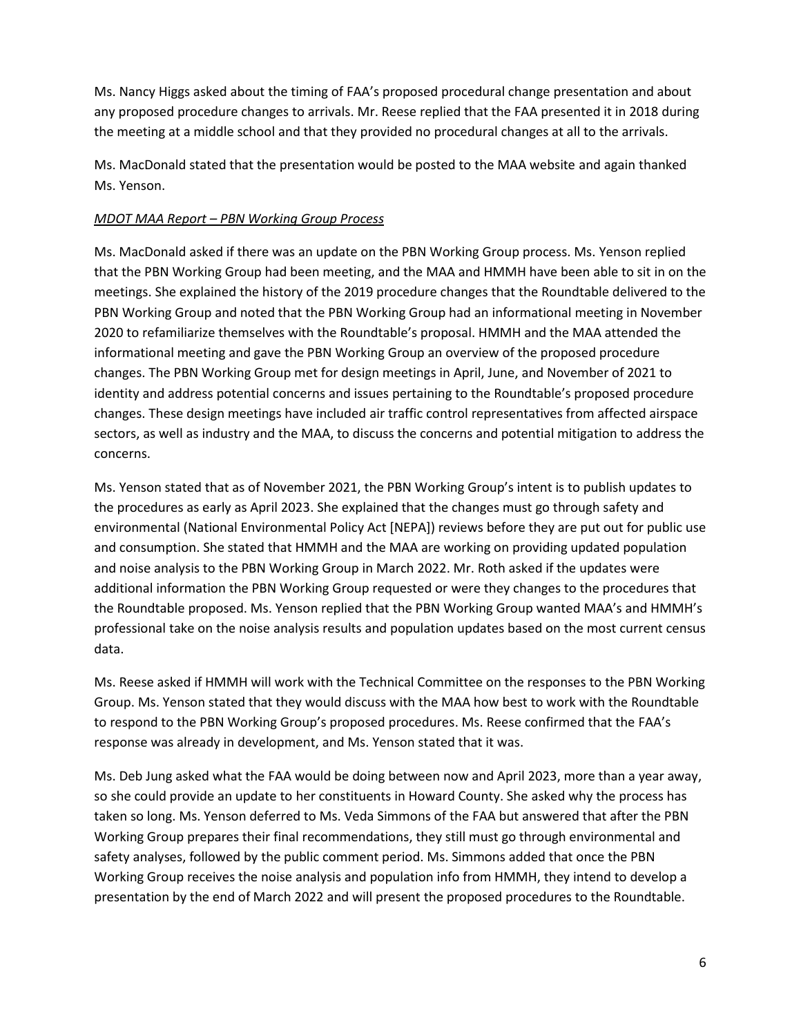Ms. Nancy Higgs asked about the timing of FAA's proposed procedural change presentation and about any proposed procedure changes to arrivals. Mr. Reese replied that the FAA presented it in 2018 during the meeting at a middle school and that they provided no procedural changes at all to the arrivals.

Ms. MacDonald stated that the presentation would be posted to the MAA website and again thanked Ms. Yenson.

*<u>MDOT MAA Report – PBN Working Group Process</u>*

Ms. MacDonald asked if there was an update on the PBN Working Group process. Ms. Yenson replied that the PBN Working Group had been meeting, and the MAA and HMMH have been able to sit in on the meetings. She explained the history of the 2019 procedure changes that the Roundtable delivered to the PBN Working Group and noted that the PBN Working Group had an informational meeting in November 2020 to refamiliarize themselves with the Roundtable's proposal. HMMH and the MAA attended the informational meeting and gave the PBN Working Group an overview of the proposed procedure changes. The PBN Working Group met for design meetings in April, June, and November of 2021 to identity and address potential concerns and issues pertaining to the Roundtable's proposed procedure changes. These design meetings have included air traffic control representatives from affected airspace sectors, as well as industry and the MAA, to discuss the concerns and potential mitigation to address the concerns.

Ms. Yenson stated that as of November 2021, the PBN Working Group's intent is to publish updates to the procedures as early as April 2023. She explained that the changes must go through safety and environmental (National Environmental Policy Act [NEPA]) reviews before they are put out for public use and consumption. She stated that HMMH and the MAA are working on providing updated population and noise analysis to the PBN Working Group in March 2022. Mr. Roth asked if the updates were additional information the PBN Working Group requested or were they changes to the procedures that the Roundtable proposed. Ms. Yenson replied that the PBN Working Group wanted MAA's and HMMH's professional take on the noise analysis results and population updates based on the most current census data.

Ms. Reese asked if HMMH will work with the Technical Committee on the responses to the PBN Working Group. Ms. Yenson stated that they would discuss with the MAA how best to work with the Roundtable to respond to the PBN Working Group's proposed procedures. Ms. Reese confirmed that the FAA's response was already in development, and Ms. Yenson stated that it was.

Ms. Deb Jung asked what the FAA would be doing between now and April 2023, more than a year away, so she could provide an update to her constituents in Howard County. She asked why the process has taken so long. Ms. Yenson deferred to Ms. Veda Simmons of the FAA but answered that after the PBN Working Group prepares their final recommendations, they still must go through environmental and safety analyses, followed by the public comment period. Ms. Simmons added that once the PBN Working Group receives the noise analysis and population info from HMMH, they intend to develop a presentation by the end of March 2022 and will present the proposed procedures to the Roundtable.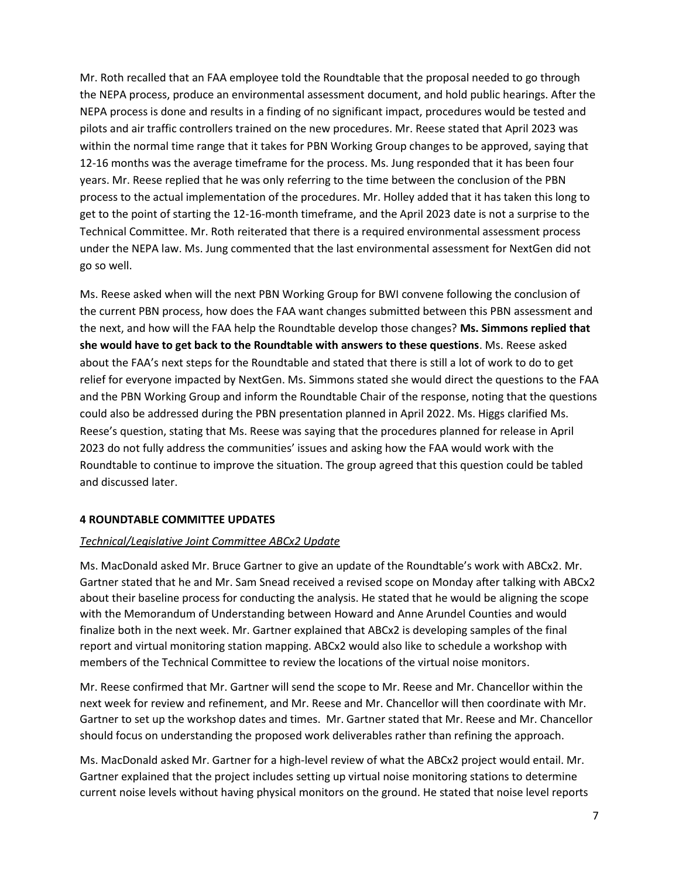Mr. Roth recalled that an FAA employee told the Roundtable that the proposal needed to go through the NEPA process, produce an environmental assessment document, and hold public hearings. After the NEPA process is done and results in a finding of no significant impact, procedures would be tested and pilots and air traffic controllers trained on the new procedures. Mr. Reese stated that April 2023 was within the normal time range that it takes for PBN Working Group changes to be approved, saying that 12-16 months was the average timeframe for the process. Ms. Jung responded that it has been four years. Mr. Reese replied that he was only referring to the time between the conclusion of the PBN process to the actual implementation of the procedures. Mr. Holley added that it has taken this long to get to the point of starting the 12-16-month timeframe, and the April 2023 date is not a surprise to the Technical Committee. Mr. Roth reiterated that there is a required environmental assessment process under the NEPA law. Ms. Jung commented that the last environmental assessment for NextGen did not go so well.

Ms. Reese asked when will the next PBN Working Group for BWI convene following the conclusion of the current PBN process, how does the FAA want changes submitted between this PBN assessment and the next, and how will the FAA help the Roundtable develop those changes? **Ms. Simmons replied that she would have to get back to the Roundtable with answers to these questions**. Ms. Reese asked about the FAA's next steps for the Roundtable and stated that there is still a lot of work to do to get relief for everyone impacted by NextGen. Ms. Simmons stated she would direct the questions to the FAA and the PBN Working Group and inform the Roundtable Chair of the response, noting that the questions could also be addressed during the PBN presentation planned in April 2022. Ms. Higgs clarified Ms. Reese's question, stating that Ms. Reese was saying that the procedures planned for release in April 2023 do not fully address the communities' issues and asking how the FAA would work with the Roundtable to continue to improve the situation. The group agreed that this question could be tabled and discussed later.

## 4 ROUNDTABLE COMMITTEE UPDATES

*Technical/Legislative Joint Committee ABCx2 Update*

Ms. MacDonald asked Mr. Bruce Gartner to give an update of the Roundtable's work with ABCx2. Mr. Gartner stated that he and Mr. Sam Snead received a revised scope on Monday after talking with ABCx2 about their baseline process for conducting the analysis. He stated that he would be aligning the scope with the Memorandum of Understanding between Howard and Anne Arundel Counties and would finalize both in the next week. Mr. Gartner explained that ABCx2 is developing samples of the final report and virtual monitoring station mapping. ABCx2 would also like to schedule a workshop with members of the Technical Committee to review the locations of the virtual noise monitors.

Mr. Reese confirmed that Mr. Gartner will send the scope to Mr. Reese and Mr. Chancellor within the next week for review and refinement, and Mr. Reese and Mr. Chancellor will then coordinate with Mr. Gartner to set up the workshop dates and times. Mr. Gartner stated that Mr. Reese and Mr. Chancellor should focus on understanding the proposed work deliverables rather than refining the approach.

Ms. MacDonald asked Mr. Gartner for a high-level review of what the ABCx2 project would entail. Mr. Gartner explained that the project includes setting up virtual noise monitoring stations to determine current noise levels without having physical monitors on the ground. He stated that noise level reports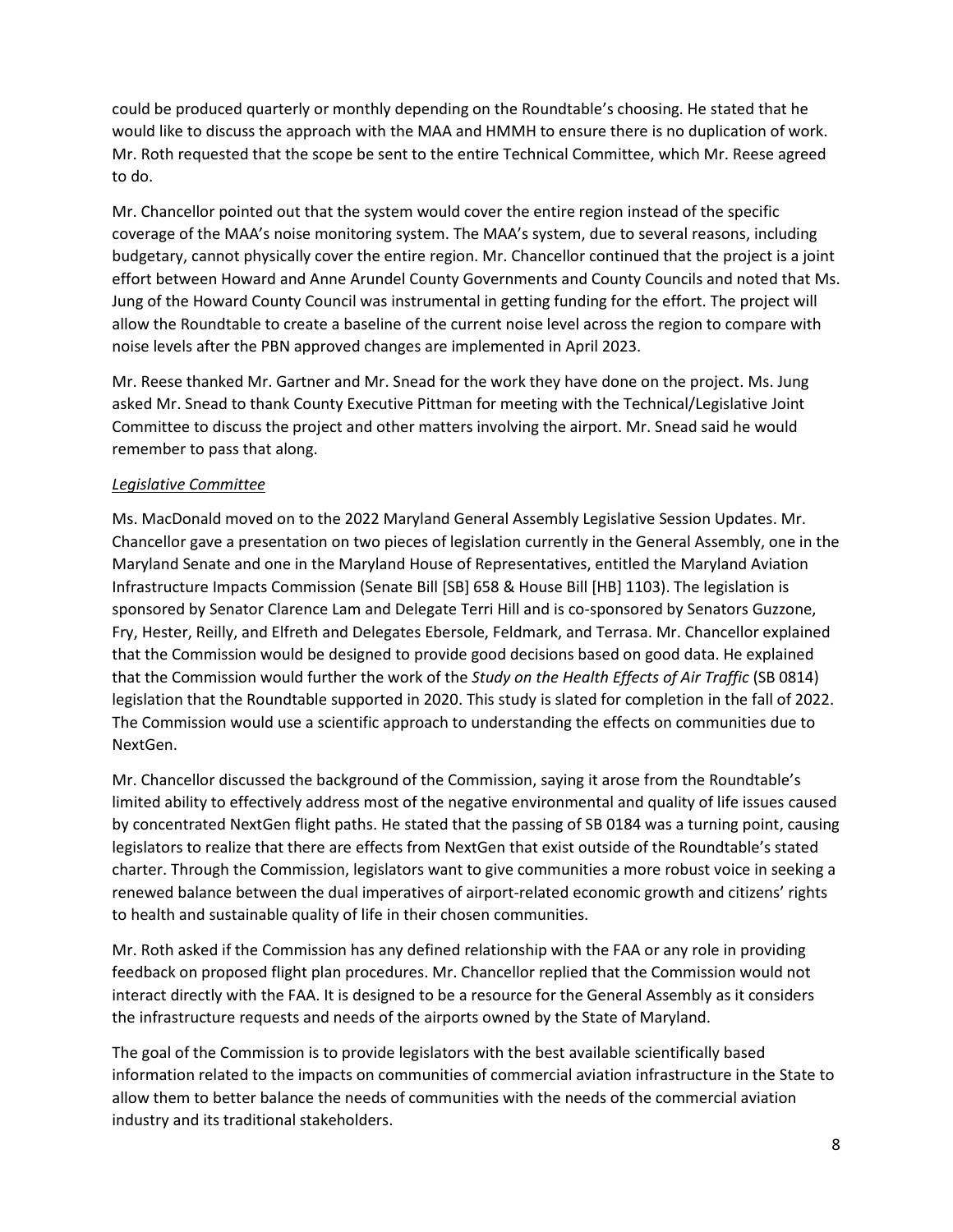could be produced quarterly or monthly depending on the Roundtable's choosing. He stated that he would like to discuss the approach with the MAA and HMMH to ensure there is no duplication of work. Mr. Roth requested that the scope be sent to the entire Technical Committee, which Mr. Reese agreed to do.

Mr. Chancellor pointed out that the system would cover the entire region instead of the specific coverage of the MAA's noise monitoring system. The MAA's system, due to several reasons, including budgetary, cannot physically cover the entire region. Mr. Chancellor continued that the project is a joint effort between Howard and Anne Arundel County Governments and County Councils and noted that Ms. Jung of the Howard County Council was instrumental in getting funding for the effort. The project will allow the Roundtable to create a baseline of the current noise level across the region to compare with noise levels after the PBN approved changes are implemented in April 2023.

Mr. Reese thanked Mr. Gartner and Mr. Snead for the work they have done on the project. Ms. Jung asked Mr. Snead to thank County Executive Pittman for meeting with the Technical/Legislative Joint Committee to discuss the project and other matters involving the airport. Mr. Snead said he would remember to pass that along.

*Legislative Committee*

Ms. MacDonald moved on to the 2022 Maryland General Assembly Legislative Session Updates. Mr. Chancellor gave a presentation on two pieces of legislation currently in the General Assembly, one in the Maryland Senate and one in the Maryland House of Representatives, entitled the Maryland Aviation Infrastructure Impacts Commission (Senate Bill [SB] 658 & House Bill [HB] 1103). The legislation is sponsored by Senator Clarence Lam and Delegate Terri Hill and is co-sponsored by Senators Guzzone, Fry, Hester, Reilly, and Elfreth and Delegates Ebersole, Feldmark, and Terrasa. Mr. Chancellor explained that the Commission would be designed to provide good decisions based on good data. He explained that the Commission would further the work of the *Study on the Health Effects of Air Traffic* (SB 0814) legislation that the Roundtable supported in 2020. This study is slated for completion in the fall of 2022. The Commission would use a scientific approach to understanding the effects on communities due to NextGen.

Mr. Chancellor discussed the background of the Commission, saying it arose from the Roundtable's limited ability to effectively address most of the negative environmental and quality of life issues caused by concentrated NextGen flight paths. He stated that the passing of SB 0184 was a turning point, causing legislators to realize that there are effects from NextGen that exist outside of the Roundtable's stated charter. Through the Commission, legislators want to give communities a more robust voice in seeking a renewed balance between the dual imperatives of airport-related economic growth and citizens' rights to health and sustainable quality of life in their chosen communities.

Mr. Roth asked if the Commission has any defined relationship with the FAA or any role in providing feedback on proposed flight plan procedures. Mr. Chancellor replied that the Commission would not interact directly with the FAA. It is designed to be a resource for the General Assembly as it considers the infrastructure requests and needs of the airports owned by the State of Maryland.

The goal of the Commission is to provide legislators with the best available scientifically based information related to the impacts on communities of commercial aviation infrastructure in the State to allow them to better balance the needs of communities with the needs of the commercial aviation industry and its traditional stakeholders.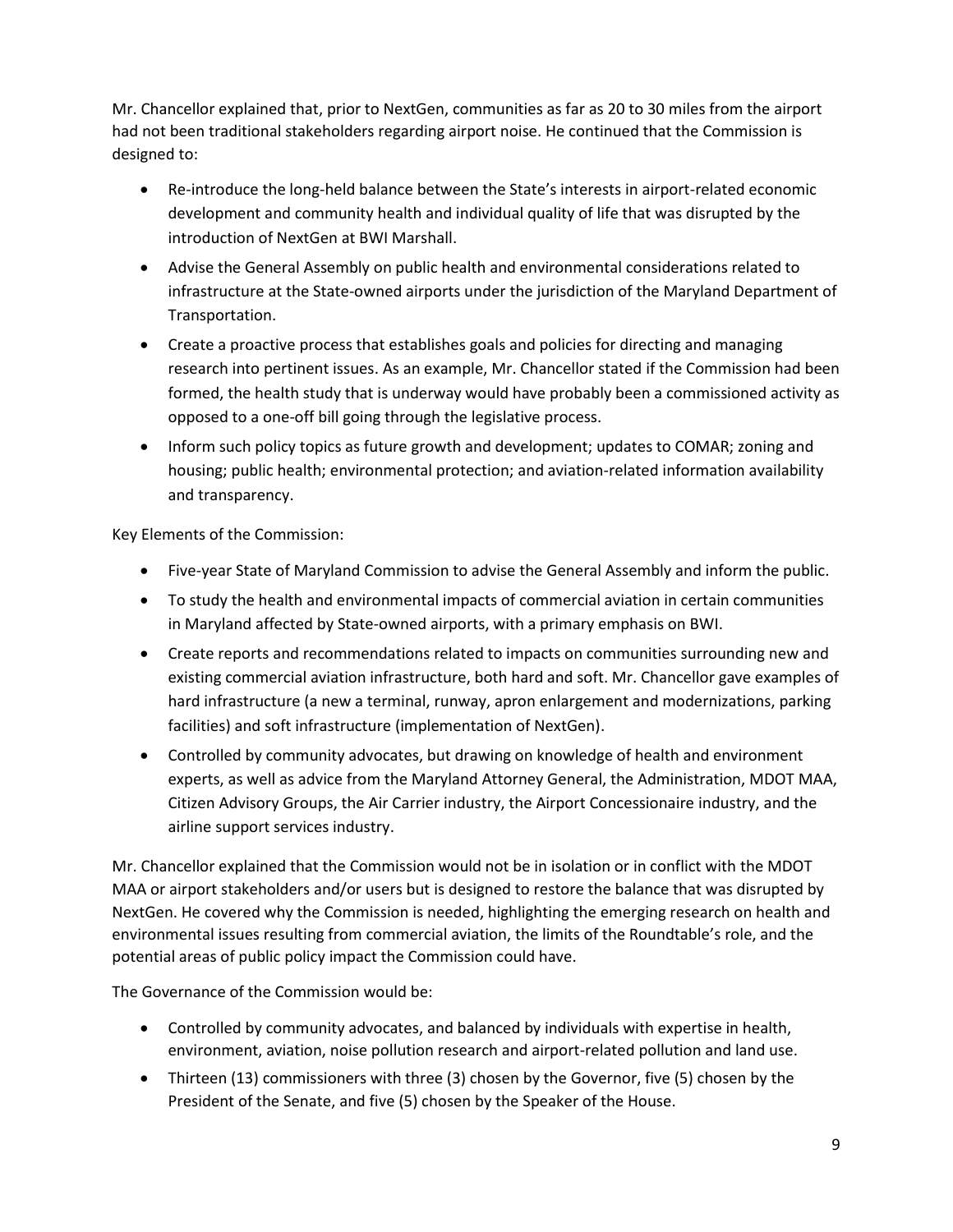Mr. Chancellor explained that, prior to NextGen, communities as far as 20 to 30 miles from the airport had not been traditional stakeholders regarding airport noise. He continued that the Commission is designed to:

- Re-introduce the long-held balance between the State's interests in airport-related economic development and community health and individual quality of life that was disrupted by the introduction of NextGen at BWI Marshall.
- Advise the General Assembly on public health and environmental considerations related to infrastructure at the State-owned airports under the jurisdiction of the Maryland Department of Transportation.
- Create a proactive process that establishes goals and policies for directing and managing research into pertinent issues. As an example, Mr. Chancellor stated if the Commission had been formed, the health study that is underway would have probably been a commissioned activity as opposed to a one-off bill going through the legislative process.
- Inform such policy topics as future growth and development; updates to COMAR; zoning and housing; public health; environmental protection; and aviation-related information availability and transparency.

Key Elements of the Commission:

- Five-year State of Maryland Commission to advise the General Assembly and inform the public.
- To study the health and environmental impacts of commercial aviation in certain communities in Maryland affected by State-owned airports, with a primary emphasis on BWI.
- Create reports and recommendations related to impacts on communities surrounding new and existing commercial aviation infrastructure, both hard and soft. Mr. Chancellor gave examples of hard infrastructure (a new a terminal, runway, apron enlargement and modernizations, parking facilities) and soft infrastructure (implementation of NextGen).
- Controlled by community advocates, but drawing on knowledge of health and environment experts, as well as advice from the Maryland Attorney General, the Administration, MDOT MAA, Citizen Advisory Groups, the Air Carrier industry, the Airport Concessionaire industry, and the airline support services industry.

Mr. Chancellor explained that the Commission would not be in isolation or in conflict with the MDOT MAA or airport stakeholders and/or users but is designed to restore the balance that was disrupted by NextGen. He covered why the Commission is needed, highlighting the emerging research on health and environmental issues resulting from commercial aviation, the limits of the Roundtable's role, and the potential areas of public policy impact the Commission could have.

The Governance of the Commission would be:

- Controlled by community advocates, and balanced by individuals with expertise in health, environment, aviation, noise pollution research and airport-related pollution and land use.
- Thirteen (13) commissioners with three (3) chosen by the Governor, five (5) chosen by the President of the Senate, and five (5) chosen by the Speaker of the House.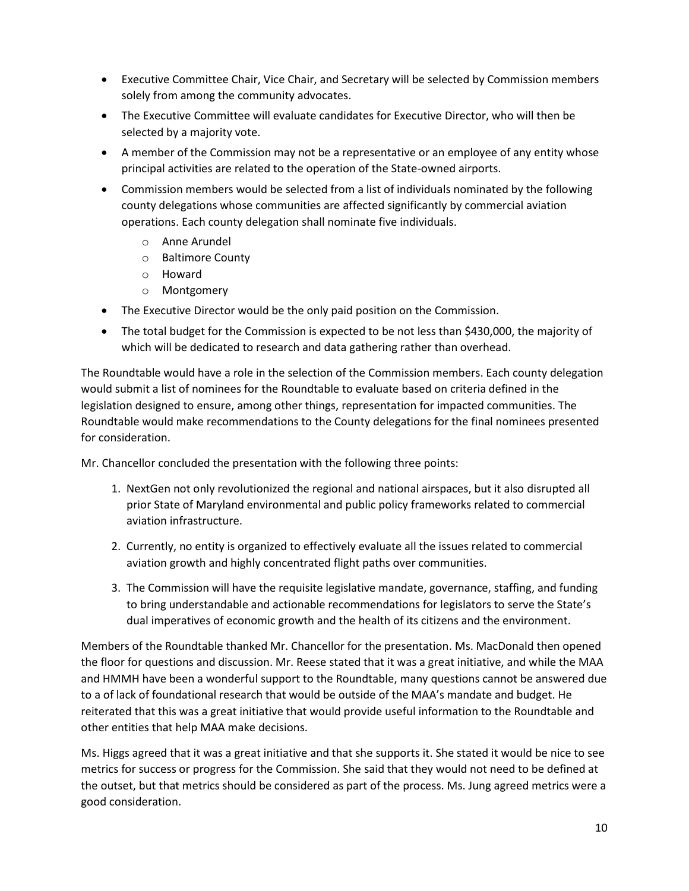- Executive Committee Chair, Vice Chair, and Secretary will be selected by Commission members solely from among the community advocates.
- The Executive Committee will evaluate candidates for Executive Director, who will then be selected by a majority vote.
- A member of the Commission may not be a representative or an employee of any entity whose principal activities are related to the operation of the State-owned airports.
- Commission members would be selected from a list of individuals nominated by the following county delegations whose communities are affected significantly by commercial aviation operations. Each county delegation shall nominate five individuals.
    - Anne Arundel
    - Baltimore County
    - Howard
    - Montgomery
- The Executive Director would be the only paid position on the Commission.
- The total budget for the Commission is expected to be not less than $430,000, the majority of which will be dedicated to research and data gathering rather than overhead.

The Roundtable would have a role in the selection of the Commission members. Each county delegation would submit a list of nominees for the Roundtable to evaluate based on criteria defined in the legislation designed to ensure, among other things, representation for impacted communities. The Roundtable would make recommendations to the County delegations for the final nominees presented for consideration.

Mr. Chancellor concluded the presentation with the following three points:

1. NextGen not only revolutionized the regional and national airspaces, but it also disrupted all prior State of Maryland environmental and public policy frameworks related to commercial aviation infrastructure.
2. Currently, no entity is organized to effectively evaluate all the issues related to commercial aviation growth and highly concentrated flight paths over communities.
3. The Commission will have the requisite legislative mandate, governance, staffing, and funding to bring understandable and actionable recommendations for legislators to serve the State's dual imperatives of economic growth and the health of its citizens and the environment.

Members of the Roundtable thanked Mr. Chancellor for the presentation. Ms. MacDonald then opened the floor for questions and discussion. Mr. Reese stated that it was a great initiative, and while the MAA and HMMH have been a wonderful support to the Roundtable, many questions cannot be answered due to a of lack of foundational research that would be outside of the MAA's mandate and budget. He reiterated that this was a great initiative that would provide useful information to the Roundtable and other entities that help MAA make decisions.

Ms. Higgs agreed that it was a great initiative and that she supports it. She stated it would be nice to see metrics for success or progress for the Commission. She said that they would not need to be defined at the outset, but that metrics should be considered as part of the process. Ms. Jung agreed metrics were a good consideration.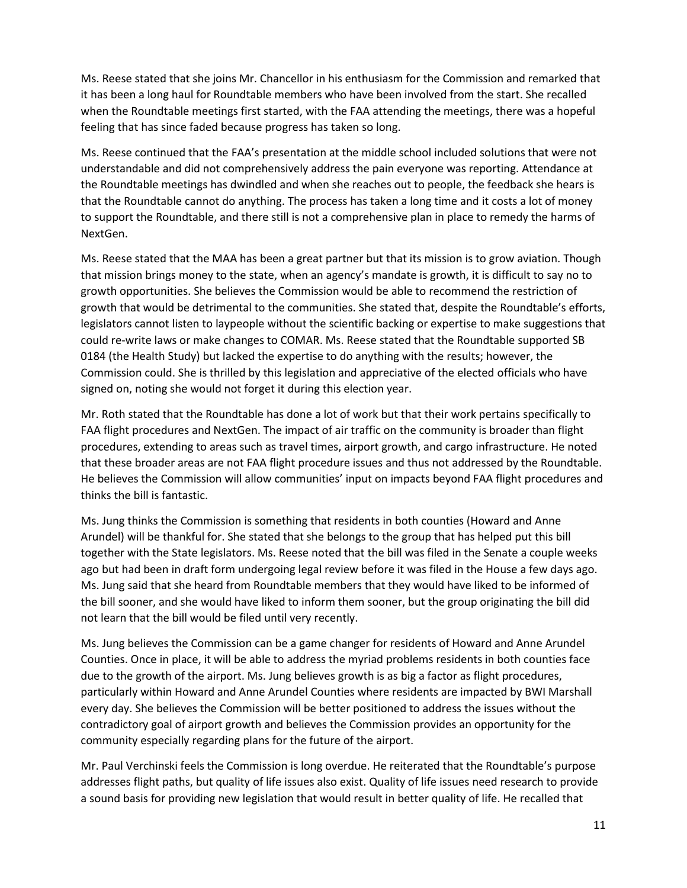Ms. Reese stated that she joins Mr. Chancellor in his enthusiasm for the Commission and remarked that it has been a long haul for Roundtable members who have been involved from the start. She recalled when the Roundtable meetings first started, with the FAA attending the meetings, there was a hopeful feeling that has since faded because progress has taken so long.

Ms. Reese continued that the FAA's presentation at the middle school included solutions that were not understandable and did not comprehensively address the pain everyone was reporting. Attendance at the Roundtable meetings has dwindled and when she reaches out to people, the feedback she hears is that the Roundtable cannot do anything. The process has taken a long time and it costs a lot of money to support the Roundtable, and there still is not a comprehensive plan in place to remedy the harms of NextGen.

Ms. Reese stated that the MAA has been a great partner but that its mission is to grow aviation. Though that mission brings money to the state, when an agency's mandate is growth, it is difficult to say no to growth opportunities. She believes the Commission would be able to recommend the restriction of growth that would be detrimental to the communities. She stated that, despite the Roundtable's efforts, legislators cannot listen to laypeople without the scientific backing or expertise to make suggestions that could re-write laws or make changes to COMAR. Ms. Reese stated that the Roundtable supported SB 0184 (the Health Study) but lacked the expertise to do anything with the results; however, the Commission could. She is thrilled by this legislation and appreciative of the elected officials who have signed on, noting she would not forget it during this election year.

Mr. Roth stated that the Roundtable has done a lot of work but that their work pertains specifically to FAA flight procedures and NextGen. The impact of air traffic on the community is broader than flight procedures, extending to areas such as travel times, airport growth, and cargo infrastructure. He noted that these broader areas are not FAA flight procedure issues and thus not addressed by the Roundtable. He believes the Commission will allow communities' input on impacts beyond FAA flight procedures and thinks the bill is fantastic.

Ms. Jung thinks the Commission is something that residents in both counties (Howard and Anne Arundel) will be thankful for. She stated that she belongs to the group that has helped put this bill together with the State legislators. Ms. Reese noted that the bill was filed in the Senate a couple weeks ago but had been in draft form undergoing legal review before it was filed in the House a few days ago. Ms. Jung said that she heard from Roundtable members that they would have liked to be informed of the bill sooner, and she would have liked to inform them sooner, but the group originating the bill did not learn that the bill would be filed until very recently.

Ms. Jung believes the Commission can be a game changer for residents of Howard and Anne Arundel Counties. Once in place, it will be able to address the myriad problems residents in both counties face due to the growth of the airport. Ms. Jung believes growth is as big a factor as flight procedures, particularly within Howard and Anne Arundel Counties where residents are impacted by BWI Marshall every day. She believes the Commission will be better positioned to address the issues without the contradictory goal of airport growth and believes the Commission provides an opportunity for the community especially regarding plans for the future of the airport.

Mr. Paul Verchinski feels the Commission is long overdue. He reiterated that the Roundtable's purpose addresses flight paths, but quality of life issues also exist. Quality of life issues need research to provide a sound basis for providing new legislation that would result in better quality of life. He recalled that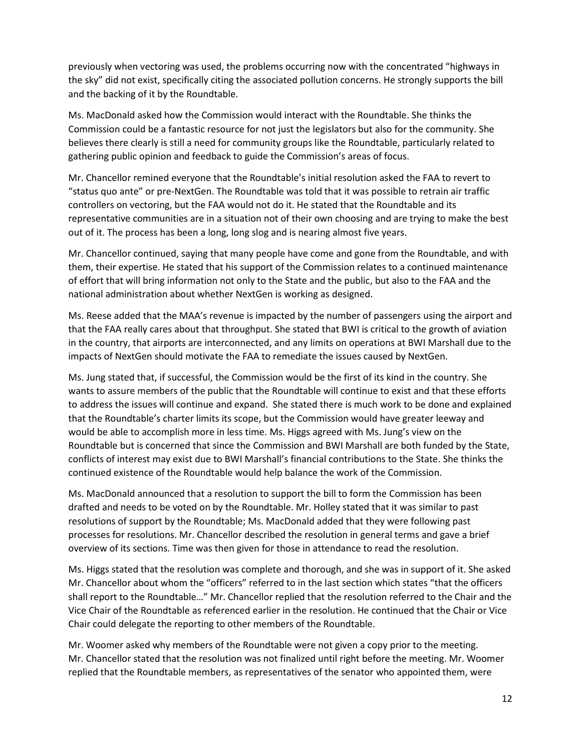previously when vectoring was used, the problems occurring now with the concentrated "highways in the sky" did not exist, specifically citing the associated pollution concerns. He strongly supports the bill and the backing of it by the Roundtable.

Ms. MacDonald asked how the Commission would interact with the Roundtable. She thinks the Commission could be a fantastic resource for not just the legislators but also for the community. She believes there clearly is still a need for community groups like the Roundtable, particularly related to gathering public opinion and feedback to guide the Commission's areas of focus.

Mr. Chancellor remined everyone that the Roundtable's initial resolution asked the FAA to revert to "status quo ante" or pre-NextGen. The Roundtable was told that it was possible to retrain air traffic controllers on vectoring, but the FAA would not do it. He stated that the Roundtable and its representative communities are in a situation not of their own choosing and are trying to make the best out of it. The process has been a long, long slog and is nearing almost five years.

Mr. Chancellor continued, saying that many people have come and gone from the Roundtable, and with them, their expertise. He stated that his support of the Commission relates to a continued maintenance of effort that will bring information not only to the State and the public, but also to the FAA and the national administration about whether NextGen is working as designed.

Ms. Reese added that the MAA's revenue is impacted by the number of passengers using the airport and that the FAA really cares about that throughput. She stated that BWI is critical to the growth of aviation in the country, that airports are interconnected, and any limits on operations at BWI Marshall due to the impacts of NextGen should motivate the FAA to remediate the issues caused by NextGen.

Ms. Jung stated that, if successful, the Commission would be the first of its kind in the country. She wants to assure members of the public that the Roundtable will continue to exist and that these efforts to address the issues will continue and expand. She stated there is much work to be done and explained that the Roundtable's charter limits its scope, but the Commission would have greater leeway and would be able to accomplish more in less time. Ms. Higgs agreed with Ms. Jung's view on the Roundtable but is concerned that since the Commission and BWI Marshall are both funded by the State, conflicts of interest may exist due to BWI Marshall's financial contributions to the State. She thinks the continued existence of the Roundtable would help balance the work of the Commission.

Ms. MacDonald announced that a resolution to support the bill to form the Commission has been drafted and needs to be voted on by the Roundtable. Mr. Holley stated that it was similar to past resolutions of support by the Roundtable; Ms. MacDonald added that they were following past processes for resolutions. Mr. Chancellor described the resolution in general terms and gave a brief overview of its sections. Time was then given for those in attendance to read the resolution.

Ms. Higgs stated that the resolution was complete and thorough, and she was in support of it. She asked Mr. Chancellor about whom the "officers" referred to in the last section which states "that the officers shall report to the Roundtable…" Mr. Chancellor replied that the resolution referred to the Chair and the Vice Chair of the Roundtable as referenced earlier in the resolution. He continued that the Chair or Vice Chair could delegate the reporting to other members of the Roundtable.

Mr. Woomer asked why members of the Roundtable were not given a copy prior to the meeting. Mr. Chancellor stated that the resolution was not finalized until right before the meeting. Mr. Woomer replied that the Roundtable members, as representatives of the senator who appointed them, were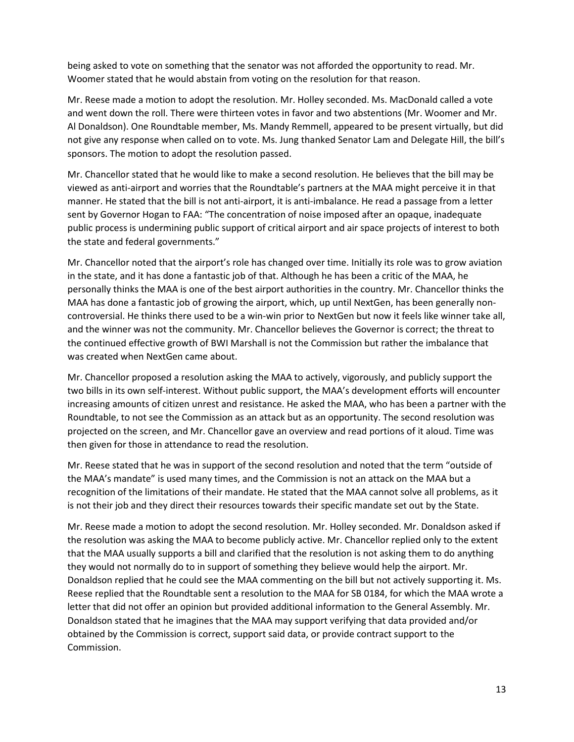being asked to vote on something that the senator was not afforded the opportunity to read. Mr. Woomer stated that he would abstain from voting on the resolution for that reason.

Mr. Reese made a motion to adopt the resolution. Mr. Holley seconded. Ms. MacDonald called a vote and went down the roll. There were thirteen votes in favor and two abstentions (Mr. Woomer and Mr. Al Donaldson). One Roundtable member, Ms. Mandy Remmell, appeared to be present virtually, but did not give any response when called on to vote. Ms. Jung thanked Senator Lam and Delegate Hill, the bill's sponsors. The motion to adopt the resolution passed.

Mr. Chancellor stated that he would like to make a second resolution. He believes that the bill may be viewed as anti-airport and worries that the Roundtable's partners at the MAA might perceive it in that manner. He stated that the bill is not anti-airport, it is anti-imbalance. He read a passage from a letter sent by Governor Hogan to FAA: "The concentration of noise imposed after an opaque, inadequate public process is undermining public support of critical airport and air space projects of interest to both the state and federal governments."

Mr. Chancellor noted that the airport's role has changed over time. Initially its role was to grow aviation in the state, and it has done a fantastic job of that. Although he has been a critic of the MAA, he personally thinks the MAA is one of the best airport authorities in the country. Mr. Chancellor thinks the MAA has done a fantastic job of growing the airport, which, up until NextGen, has been generally non-controversial. He thinks there used to be a win-win prior to NextGen but now it feels like winner take all, and the winner was not the community. Mr. Chancellor believes the Governor is correct; the threat to the continued effective growth of BWI Marshall is not the Commission but rather the imbalance that was created when NextGen came about.

Mr. Chancellor proposed a resolution asking the MAA to actively, vigorously, and publicly support the two bills in its own self-interest. Without public support, the MAA's development efforts will encounter increasing amounts of citizen unrest and resistance. He asked the MAA, who has been a partner with the Roundtable, to not see the Commission as an attack but as an opportunity. The second resolution was projected on the screen, and Mr. Chancellor gave an overview and read portions of it aloud. Time was then given for those in attendance to read the resolution.

Mr. Reese stated that he was in support of the second resolution and noted that the term "outside of the MAA's mandate" is used many times, and the Commission is not an attack on the MAA but a recognition of the limitations of their mandate. He stated that the MAA cannot solve all problems, as it is not their job and they direct their resources towards their specific mandate set out by the State.

Mr. Reese made a motion to adopt the second resolution. Mr. Holley seconded. Mr. Donaldson asked if the resolution was asking the MAA to become publicly active. Mr. Chancellor replied only to the extent that the MAA usually supports a bill and clarified that the resolution is not asking them to do anything they would not normally do to in support of something they believe would help the airport. Mr. Donaldson replied that he could see the MAA commenting on the bill but not actively supporting it. Ms. Reese replied that the Roundtable sent a resolution to the MAA for SB 0184, for which the MAA wrote a letter that did not offer an opinion but provided additional information to the General Assembly. Mr. Donaldson stated that he imagines that the MAA may support verifying that data provided and/or obtained by the Commission is correct, support said data, or provide contract support to the Commission.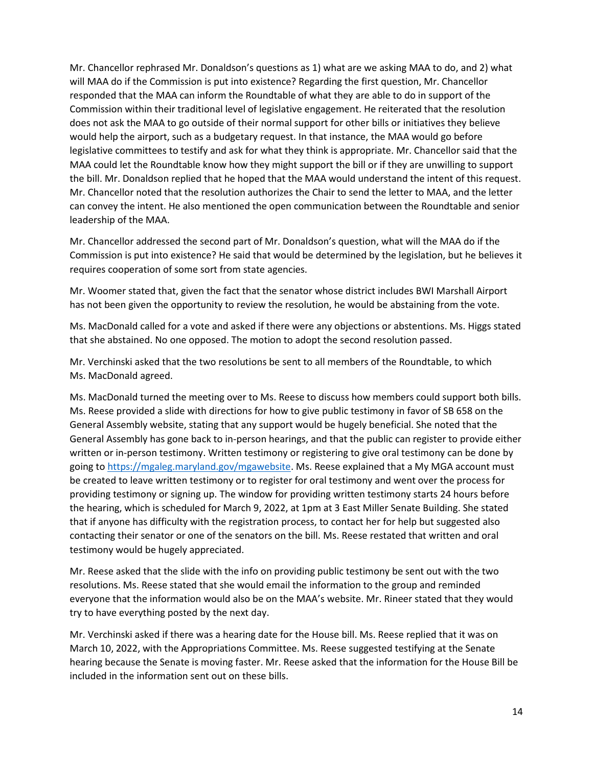Mr. Chancellor rephrased Mr. Donaldson's questions as 1) what are we asking MAA to do, and 2) what will MAA do if the Commission is put into existence? Regarding the first question, Mr. Chancellor responded that the MAA can inform the Roundtable of what they are able to do in support of the Commission within their traditional level of legislative engagement. He reiterated that the resolution does not ask the MAA to go outside of their normal support for other bills or initiatives they believe would help the airport, such as a budgetary request. In that instance, the MAA would go before legislative committees to testify and ask for what they think is appropriate. Mr. Chancellor said that the MAA could let the Roundtable know how they might support the bill or if they are unwilling to support the bill. Mr. Donaldson replied that he hoped that the MAA would understand the intent of this request. Mr. Chancellor noted that the resolution authorizes the Chair to send the letter to MAA, and the letter can convey the intent. He also mentioned the open communication between the Roundtable and senior leadership of the MAA.

Mr. Chancellor addressed the second part of Mr. Donaldson's question, what will the MAA do if the Commission is put into existence? He said that would be determined by the legislation, but he believes it requires cooperation of some sort from state agencies.

Mr. Woomer stated that, given the fact that the senator whose district includes BWI Marshall Airport has not been given the opportunity to review the resolution, he would be abstaining from the vote.

Ms. MacDonald called for a vote and asked if there were any objections or abstentions. Ms. Higgs stated that she abstained. No one opposed. The motion to adopt the second resolution passed.

Mr. Verchinski asked that the two resolutions be sent to all members of the Roundtable, to which Ms. MacDonald agreed.

Ms. MacDonald turned the meeting over to Ms. Reese to discuss how members could support both bills. Ms. Reese provided a slide with directions for how to give public testimony in favor of SB 658 on the General Assembly website, stating that any support would be hugely beneficial. She noted that the General Assembly has gone back to in-person hearings, and that the public can register to provide either written or in-person testimony. Written testimony or registering to give oral testimony can be done by going to [https://mgaleg.maryland.gov/mgawebsite](https://mgaleg.maryland.gov/mgawebsite). Ms. Reese explained that a My MGA account must be created to leave written testimony or to register for oral testimony and went over the process for providing testimony or signing up. The window for providing written testimony starts 24 hours before the hearing, which is scheduled for March 9, 2022, at 1pm at 3 East Miller Senate Building. She stated that if anyone has difficulty with the registration process, to contact her for help but suggested also contacting their senator or one of the senators on the bill. Ms. Reese restated that written and oral testimony would be hugely appreciated.

Mr. Reese asked that the slide with the info on providing public testimony be sent out with the two resolutions. Ms. Reese stated that she would email the information to the group and reminded everyone that the information would also be on the MAA's website. Mr. Rineer stated that they would try to have everything posted by the next day.

Mr. Verchinski asked if there was a hearing date for the House bill. Ms. Reese replied that it was on March 10, 2022, with the Appropriations Committee. Ms. Reese suggested testifying at the Senate hearing because the Senate is moving faster. Mr. Reese asked that the information for the House Bill be included in the information sent out on these bills.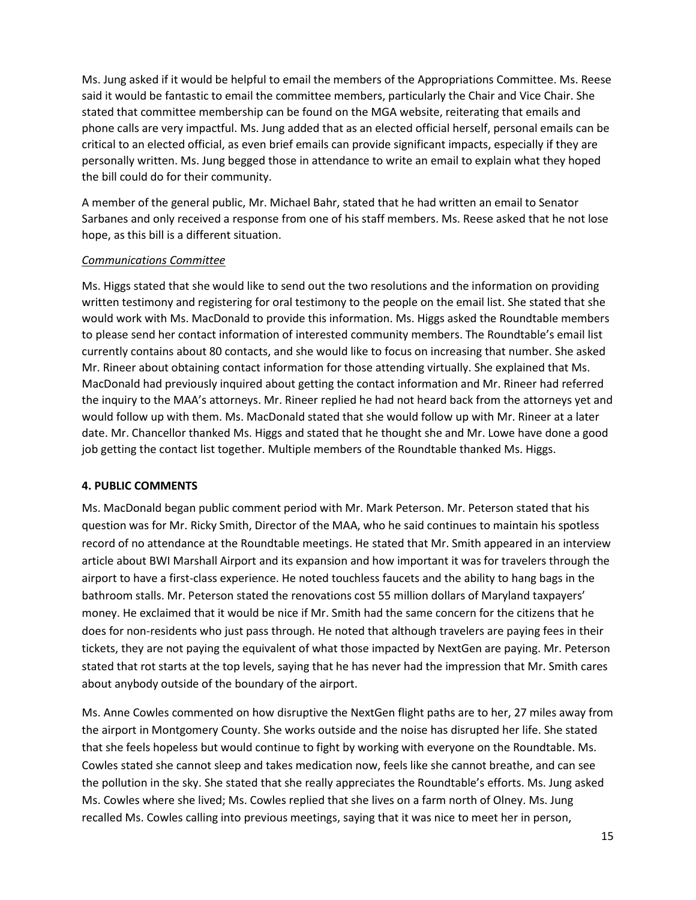Ms. Jung asked if it would be helpful to email the members of the Appropriations Committee. Ms. Reese said it would be fantastic to email the committee members, particularly the Chair and Vice Chair. She stated that committee membership can be found on the MGA website, reiterating that emails and phone calls are very impactful. Ms. Jung added that as an elected official herself, personal emails can be critical to an elected official, as even brief emails can provide significant impacts, especially if they are personally written. Ms. Jung begged those in attendance to write an email to explain what they hoped the bill could do for their community.

A member of the general public, Mr. Michael Bahr, stated that he had written an email to Senator Sarbanes and only received a response from one of his staff members. Ms. Reese asked that he not lose hope, as this bill is a different situation.

*Communications Committee*

Ms. Higgs stated that she would like to send out the two resolutions and the information on providing written testimony and registering for oral testimony to the people on the email list. She stated that she would work with Ms. MacDonald to provide this information. Ms. Higgs asked the Roundtable members to please send her contact information of interested community members. The Roundtable's email list currently contains about 80 contacts, and she would like to focus on increasing that number. She asked Mr. Rineer about obtaining contact information for those attending virtually. She explained that Ms. MacDonald had previously inquired about getting the contact information and Mr. Rineer had referred the inquiry to the MAA's attorneys. Mr. Rineer replied he had not heard back from the attorneys yet and would follow up with them. Ms. MacDonald stated that she would follow up with Mr. Rineer at a later date. Mr. Chancellor thanked Ms. Higgs and stated that he thought she and Mr. Lowe have done a good job getting the contact list together. Multiple members of the Roundtable thanked Ms. Higgs.

**4. PUBLIC COMMENTS**

Ms. MacDonald began public comment period with Mr. Mark Peterson. Mr. Peterson stated that his question was for Mr. Ricky Smith, Director of the MAA, who he said continues to maintain his spotless record of no attendance at the Roundtable meetings. He stated that Mr. Smith appeared in an interview article about BWI Marshall Airport and its expansion and how important it was for travelers through the airport to have a first-class experience. He noted touchless faucets and the ability to hang bags in the bathroom stalls. Mr. Peterson stated the renovations cost 55 million dollars of Maryland taxpayers' money. He exclaimed that it would be nice if Mr. Smith had the same concern for the citizens that he does for non-residents who just pass through. He noted that although travelers are paying fees in their tickets, they are not paying the equivalent of what those impacted by NextGen are paying. Mr. Peterson stated that rot starts at the top levels, saying that he has never had the impression that Mr. Smith cares about anybody outside of the boundary of the airport.

Ms. Anne Cowles commented on how disruptive the NextGen flight paths are to her, 27 miles away from the airport in Montgomery County. She works outside and the noise has disrupted her life. She stated that she feels hopeless but would continue to fight by working with everyone on the Roundtable. Ms. Cowles stated she cannot sleep and takes medication now, feels like she cannot breathe, and can see the pollution in the sky. She stated that she really appreciates the Roundtable's efforts. Ms. Jung asked Ms. Cowles where she lived; Ms. Cowles replied that she lives on a farm north of Olney. Ms. Jung recalled Ms. Cowles calling into previous meetings, saying that it was nice to meet her in person,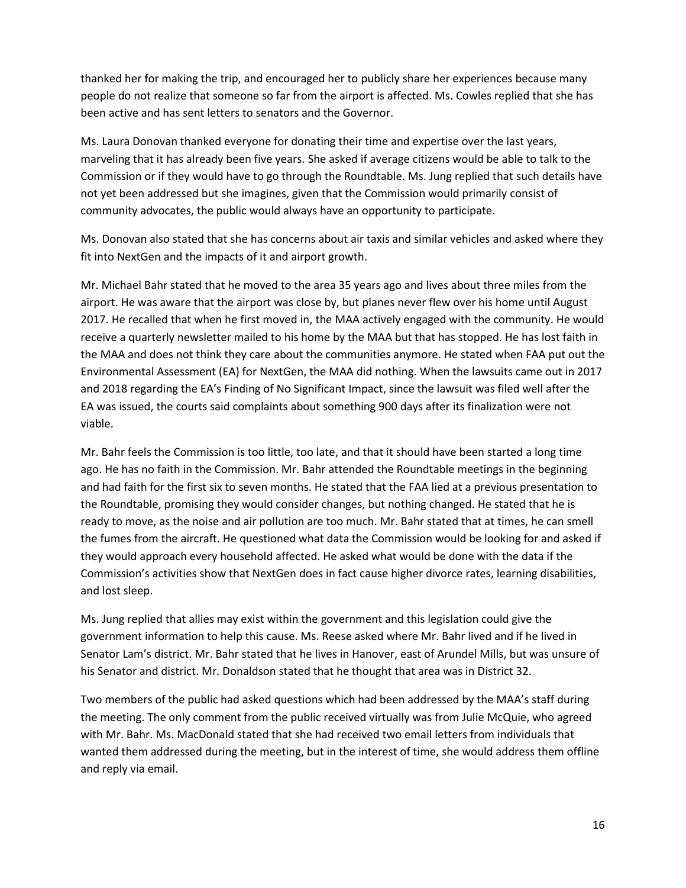thanked her for making the trip, and encouraged her to publicly share her experiences because many people do not realize that someone so far from the airport is affected. Ms. Cowles replied that she has been active and has sent letters to senators and the Governor.

Ms. Laura Donovan thanked everyone for donating their time and expertise over the last years, marveling that it has already been five years. She asked if average citizens would be able to talk to the Commission or if they would have to go through the Roundtable. Ms. Jung replied that such details have not yet been addressed but she imagines, given that the Commission would primarily consist of community advocates, the public would always have an opportunity to participate.

Ms. Donovan also stated that she has concerns about air taxis and similar vehicles and asked where they fit into NextGen and the impacts of it and airport growth.

Mr. Michael Bahr stated that he moved to the area 35 years ago and lives about three miles from the airport. He was aware that the airport was close by, but planes never flew over his home until August 2017. He recalled that when he first moved in, the MAA actively engaged with the community. He would receive a quarterly newsletter mailed to his home by the MAA but that has stopped. He has lost faith in the MAA and does not think they care about the communities anymore. He stated when FAA put out the Environmental Assessment (EA) for NextGen, the MAA did nothing. When the lawsuits came out in 2017 and 2018 regarding the EA's Finding of No Significant Impact, since the lawsuit was filed well after the EA was issued, the courts said complaints about something 900 days after its finalization were not viable.

Mr. Bahr feels the Commission is too little, too late, and that it should have been started a long time ago. He has no faith in the Commission. Mr. Bahr attended the Roundtable meetings in the beginning and had faith for the first six to seven months. He stated that the FAA lied at a previous presentation to the Roundtable, promising they would consider changes, but nothing changed. He stated that he is ready to move, as the noise and air pollution are too much. Mr. Bahr stated that at times, he can smell the fumes from the aircraft. He questioned what data the Commission would be looking for and asked if they would approach every household affected. He asked what would be done with the data if the Commission's activities show that NextGen does in fact cause higher divorce rates, learning disabilities, and lost sleep.

Ms. Jung replied that allies may exist within the government and this legislation could give the government information to help this cause. Ms. Reese asked where Mr. Bahr lived and if he lived in Senator Lam's district. Mr. Bahr stated that he lives in Hanover, east of Arundel Mills, but was unsure of his Senator and district. Mr. Donaldson stated that he thought that area was in District 32.

Two members of the public had asked questions which had been addressed by the MAA's staff during the meeting. The only comment from the public received virtually was from Julie McQuie, who agreed with Mr. Bahr. Ms. MacDonald stated that she had received two email letters from individuals that wanted them addressed during the meeting, but in the interest of time, she would address them offline and reply via email.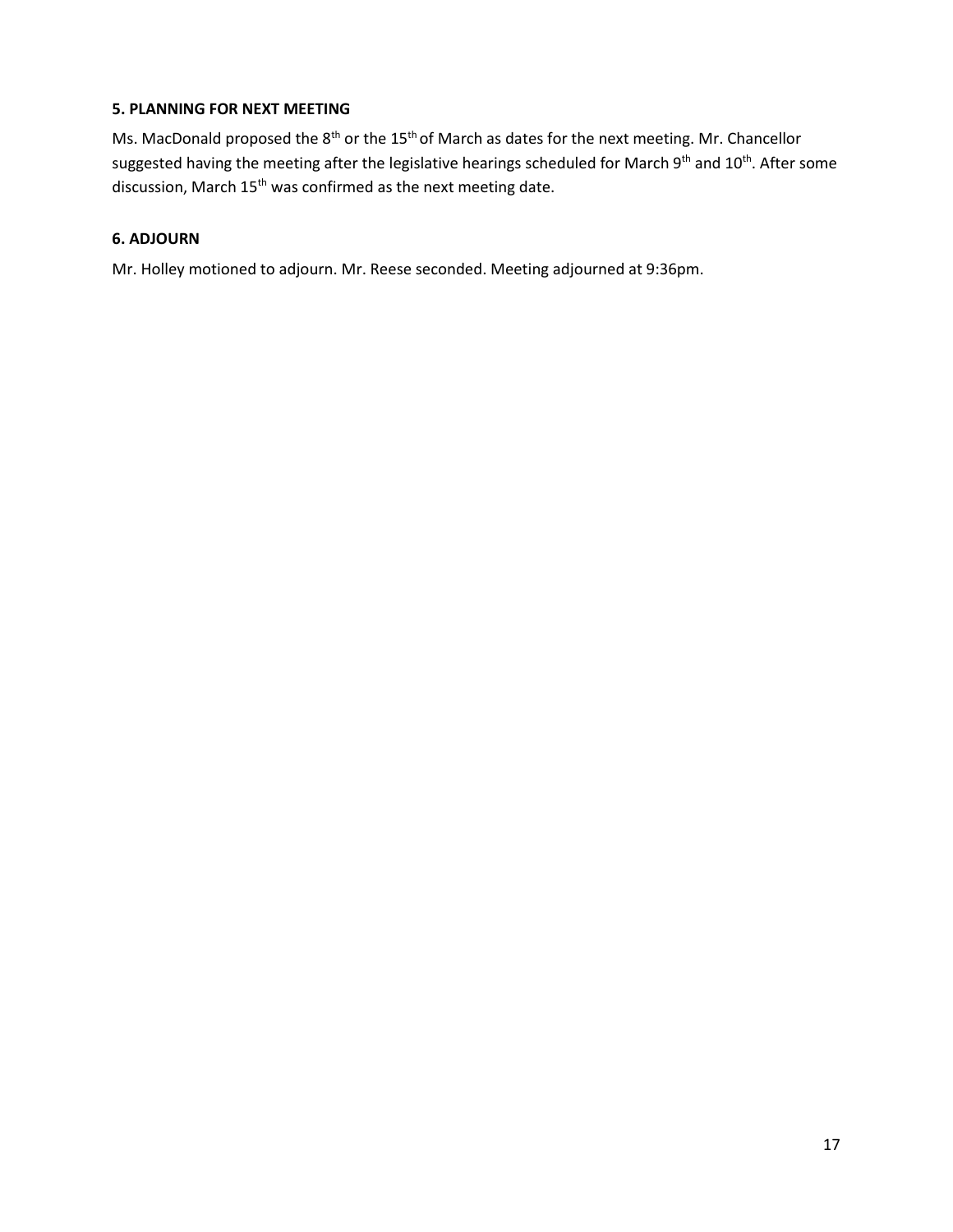### 5. PLANNING FOR NEXT MEETING

Ms. MacDonald proposed the 8th or the 15th of March as dates for the next meeting. Mr. Chancellor suggested having the meeting after the legislative hearings scheduled for March 9th and 10th. After some discussion, March 15th was confirmed as the next meeting date.

### 6. ADJOURN

Mr. Holley motioned to adjourn. Mr. Reese seconded. Meeting adjourned at 9:36pm.